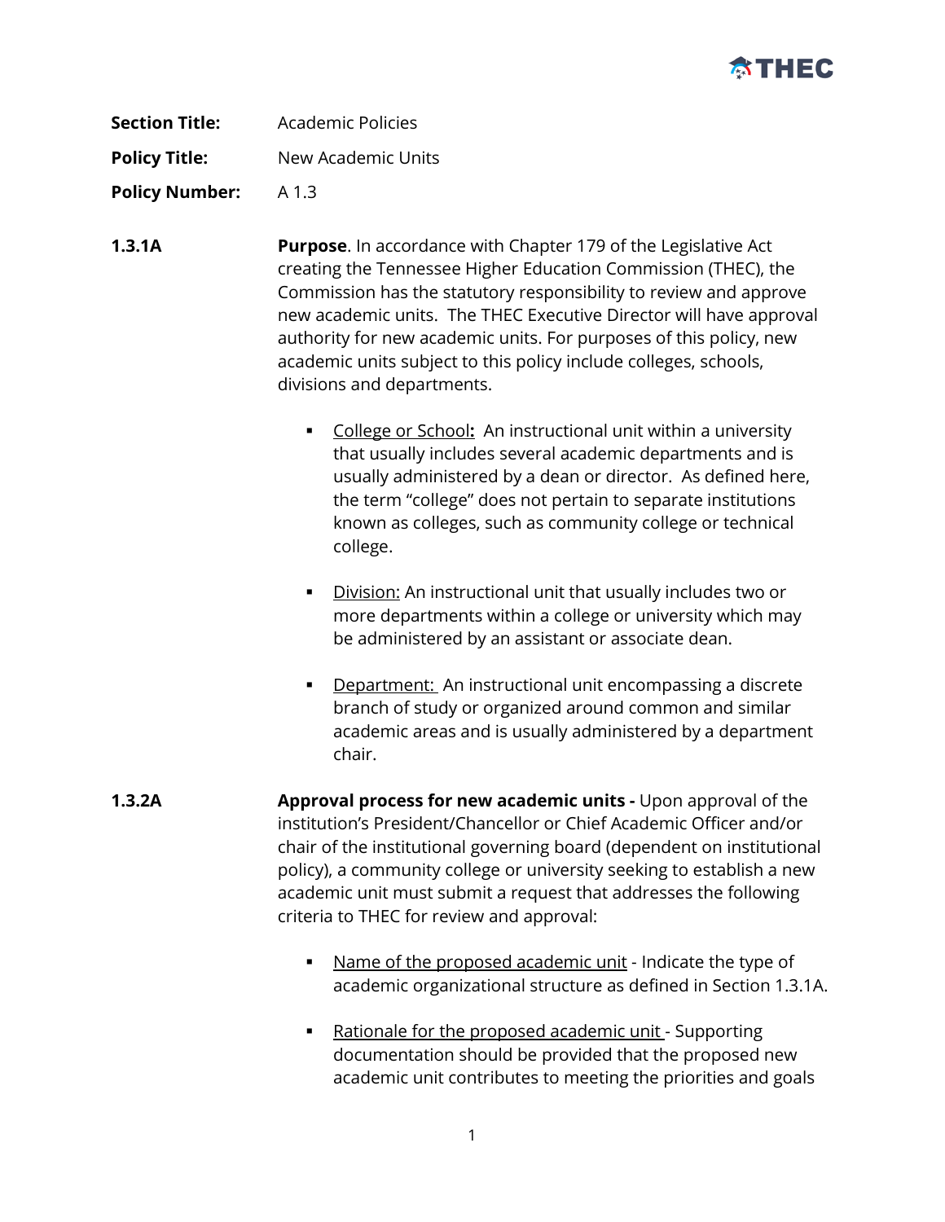**Section Title:** Academic Policies

**Policy Title:** New Academic Units

**Policy Number:** A 1.3

**1.3.1A** **Purpose**. In accordance with Chapter 179 of the Legislative Act creating the Tennessee Higher Education Commission (THEC), the Commission has the statutory responsibility to review and approve new academic units. The THEC Executive Director will have approval authority for new academic units. For purposes of this policy, new academic units subject to this policy include colleges, schools, divisions and departments.

- College or School**:** An instructional unit within a university that usually includes several academic departments and is usually administered by a dean or director. As defined here, the term "college" does not pertain to separate institutions known as colleges, such as community college or technical college.

- Division: An instructional unit that usually includes two or more departments within a college or university which may be administered by an assistant or associate dean.

- Department: An instructional unit encompassing a discrete branch of study or organized around common and similar academic areas and is usually administered by a department chair.

**1.3.2A** **Approval process for new academic units -** Upon approval of the institution's President/Chancellor or Chief Academic Officer and/or chair of the institutional governing board (dependent on institutional policy), a community college or university seeking to establish a new academic unit must submit a request that addresses the following criteria to THEC for review and approval:

- Name of the proposed academic unit - Indicate the type of academic organizational structure as defined in Section 1.3.1A.

- Rationale for the proposed academic unit - Supporting documentation should be provided that the proposed new academic unit contributes to meeting the priorities and goals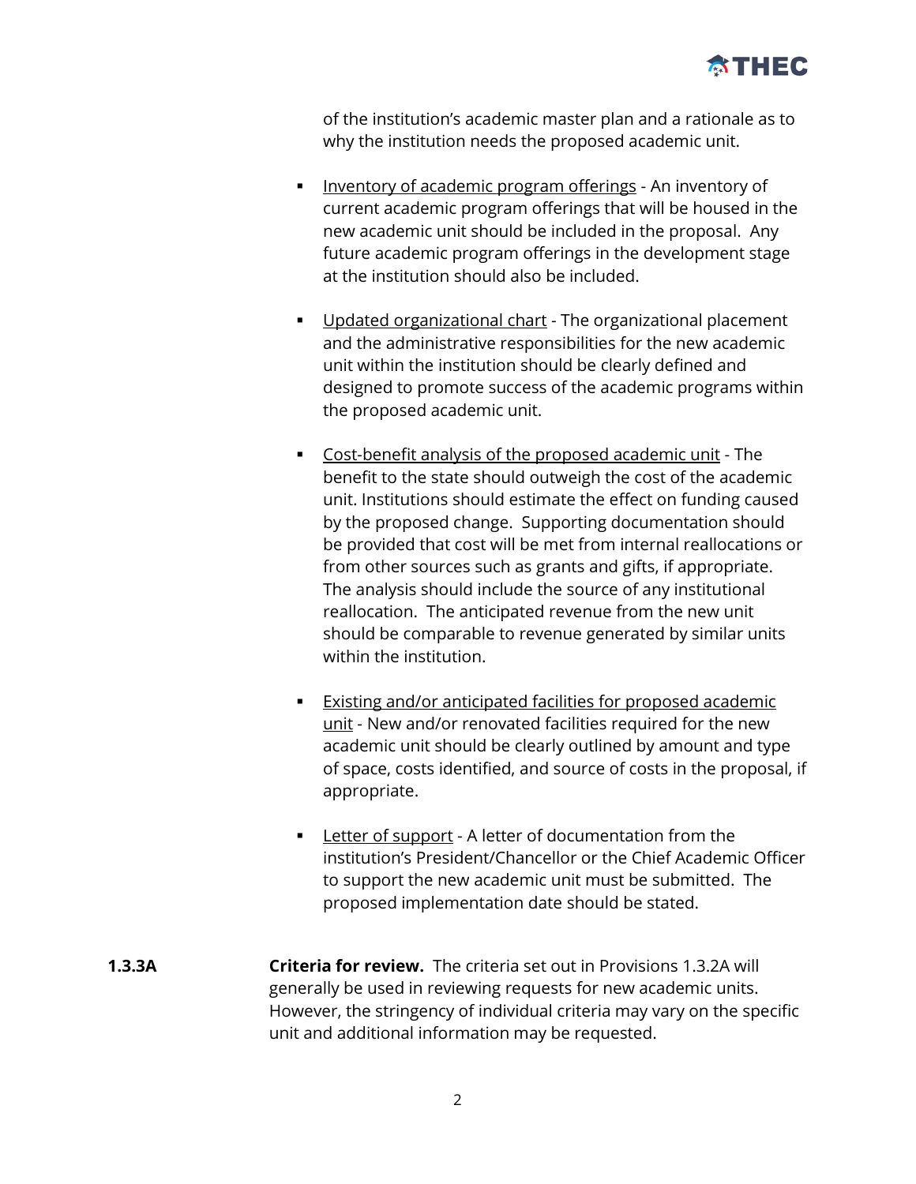of the institution's academic master plan and a rationale as to why the institution needs the proposed academic unit.

- Inventory of academic program offerings - An inventory of current academic program offerings that will be housed in the new academic unit should be included in the proposal. Any future academic program offerings in the development stage at the institution should also be included.

- Updated organizational chart - The organizational placement and the administrative responsibilities for the new academic unit within the institution should be clearly defined and designed to promote success of the academic programs within the proposed academic unit.

- Cost-benefit analysis of the proposed academic unit - The benefit to the state should outweigh the cost of the academic unit. Institutions should estimate the effect on funding caused by the proposed change. Supporting documentation should be provided that cost will be met from internal reallocations or from other sources such as grants and gifts, if appropriate. The analysis should include the source of any institutional reallocation. The anticipated revenue from the new unit should be comparable to revenue generated by similar units within the institution.

- Existing and/or anticipated facilities for proposed academic unit - New and/or renovated facilities required for the new academic unit should be clearly outlined by amount and type of space, costs identified, and source of costs in the proposal, if appropriate.

- Letter of support - A letter of documentation from the institution's President/Chancellor or the Chief Academic Officer to support the new academic unit must be submitted. The proposed implementation date should be stated.

**1.3.3A** **Criteria for review.** The criteria set out in Provisions 1.3.2A will generally be used in reviewing requests for new academic units. However, the stringency of individual criteria may vary on the specific unit and additional information may be requested.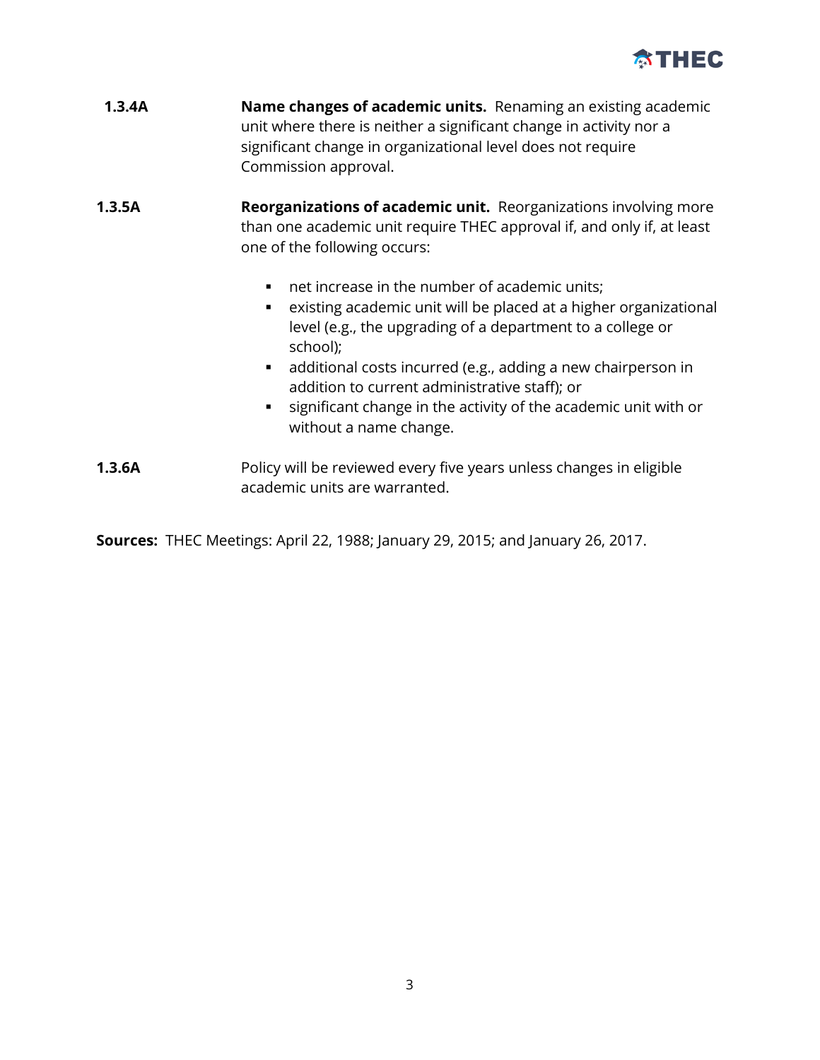**1.3.4A** **Name changes of academic units.** Renaming an existing academic unit where there is neither a significant change in activity nor a significant change in organizational level does not require Commission approval.

**1.3.5A** **Reorganizations of academic unit.** Reorganizations involving more than one academic unit require THEC approval if, and only if, at least one of the following occurs:

- net increase in the number of academic units;
- existing academic unit will be placed at a higher organizational level (e.g., the upgrading of a department to a college or school);
- additional costs incurred (e.g., adding a new chairperson in addition to current administrative staff); or
- significant change in the activity of the academic unit with or without a name change.

**1.3.6A** Policy will be reviewed every five years unless changes in eligible academic units are warranted.

**Sources:** THEC Meetings: April 22, 1988; January 29, 2015; and January 26, 2017.